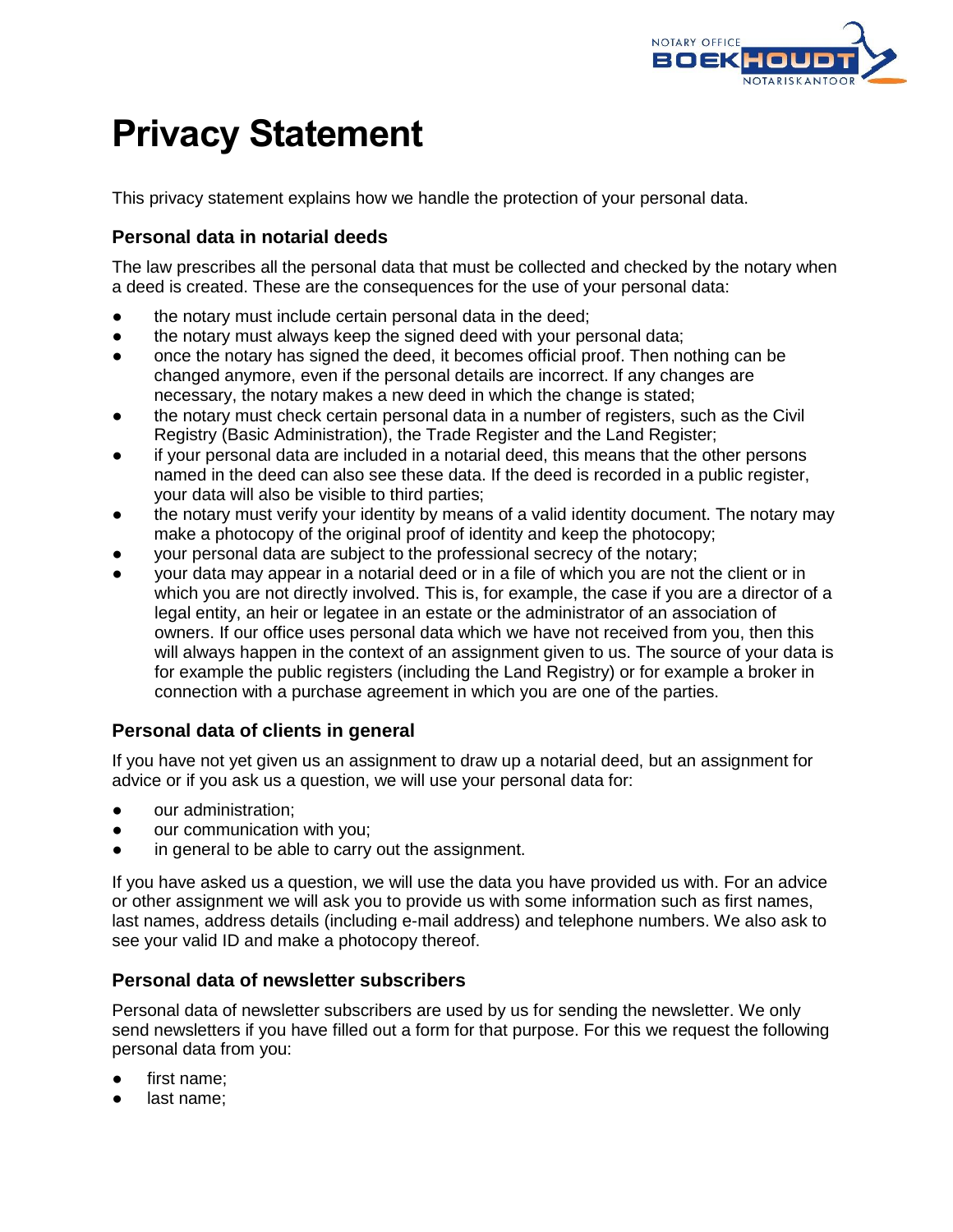# Privacy Statement

This privacy statement explains how we handle the protection of your personal data.

## Personal data in notarial deeds

The law prescribes all the personal data that must be collected and checked by the notary when a deed is created. These are the consequences for the use of your personal data:

- the notary must include certain personal data in the deed;
- the notary must always keep the signed deed with your personal data;
- once the notary has signed the deed, it becomes official proof. Then nothing can be changed anymore, even if the personal details are incorrect. If any changes are necessary, the notary makes a new deed in which the change is stated;
- the notary must check certain personal data in a number of registers, such as the Civil Registry (Basic Administration), the Trade Register and the Land Register;
- if your personal data are included in a notarial deed, this means that the other persons named in the deed can also see these data. If the deed is recorded in a public register, your data will also be visible to third parties;
- the notary must verify your identity by means of a valid identity document. The notary may make a photocopy of the original proof of identity and keep the photocopy;
- your personal data are subject to the professional secrecy of the notary;
- your data may appear in a notarial deed or in a file of which you are not the client or in which you are not directly involved. This is, for example, the case if you are a director of a legal entity, an heir or legatee in an estate or the administrator of an association of owners. If our office uses personal data which we have not received from you, then this will always happen in the context of an assignment given to us. The source of your data is for example the public registers (including the Land Registry) or for example a broker in connection with a purchase agreement in which you are one of the parties.

## Personal data of clients in general

If you have not yet given us an assignment to draw up a notarial deed, but an assignment for advice or if you ask us a question, we will use your personal data for:

- our administration;
- our communication with you;
- in general to be able to carry out the assignment.

If you have asked us a question, we will use the data you have provided us with. For an advice or other assignment we will ask you to provide us with some information such as first names, last names, address details (including e-mail address) and telephone numbers. We also ask to see your valid ID and make a photocopy thereof.

## Personal data of newsletter subscribers

Personal data of newsletter subscribers are used by us for sending the newsletter. We only send newsletters if you have filled out a form for that purpose. For this we request the following personal data from you:

- first name;
- last name;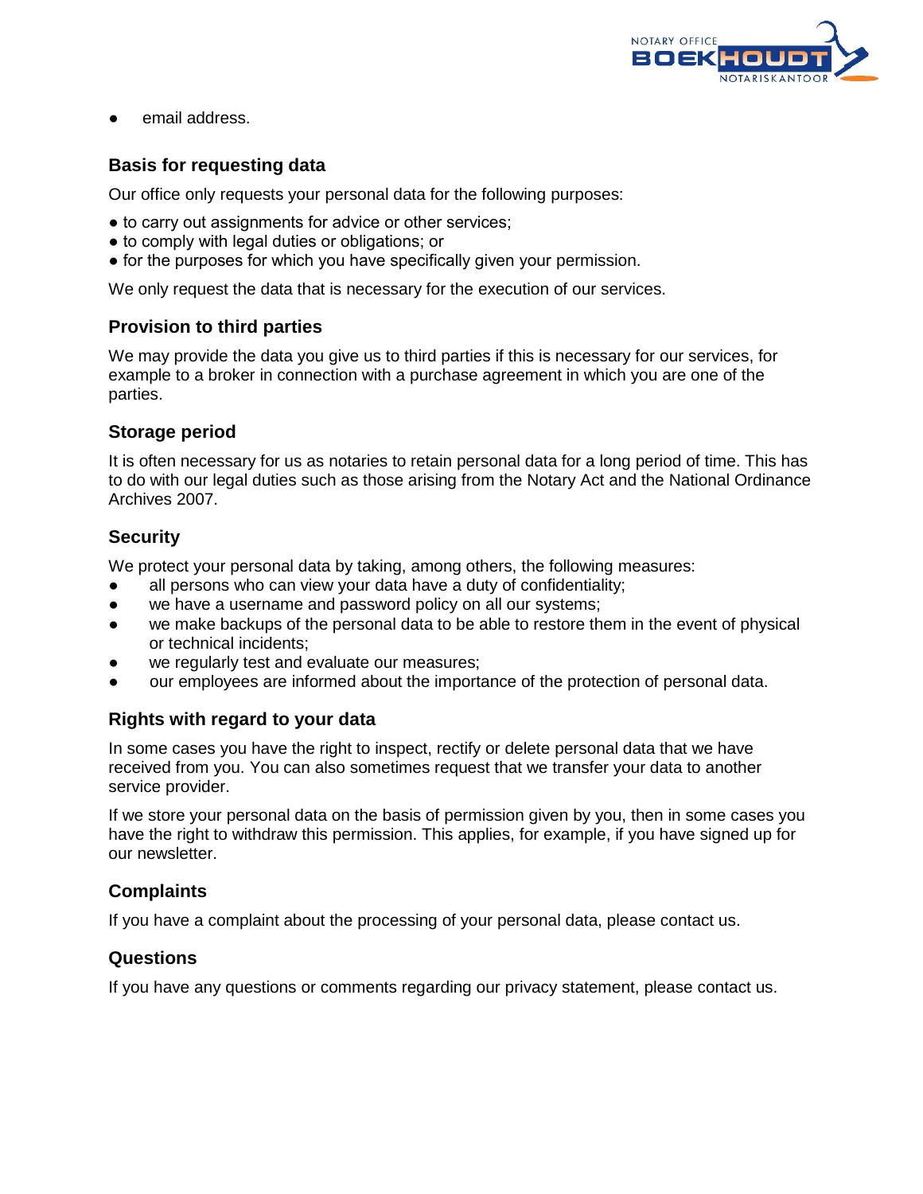- email address.

### Basis for requesting data

Our office only requests your personal data for the following purposes:

- to carry out assignments for advice or other services;
- to comply with legal duties or obligations; or
- for the purposes for which you have specifically given your permission.

We only request the data that is necessary for the execution of our services.

### Provision to third parties

We may provide the data you give us to third parties if this is necessary for our services, for example to a broker in connection with a purchase agreement in which you are one of the parties.

### Storage period

It is often necessary for us as notaries to retain personal data for a long period of time. This has to do with our legal duties such as those arising from the Notary Act and the National Ordinance Archives 2007.

### Security

We protect your personal data by taking, among others, the following measures:

- all persons who can view your data have a duty of confidentiality;
- we have a username and password policy on all our systems;
- we make backups of the personal data to be able to restore them in the event of physical or technical incidents;
- we regularly test and evaluate our measures;
- our employees are informed about the importance of the protection of personal data.

### Rights with regard to your data

In some cases you have the right to inspect, rectify or delete personal data that we have received from you. You can also sometimes request that we transfer your data to another service provider.

If we store your personal data on the basis of permission given by you, then in some cases you have the right to withdraw this permission. This applies, for example, if you have signed up for our newsletter.

### Complaints

If you have a complaint about the processing of your personal data, please contact us.

### Questions

If you have any questions or comments regarding our privacy statement, please contact us.